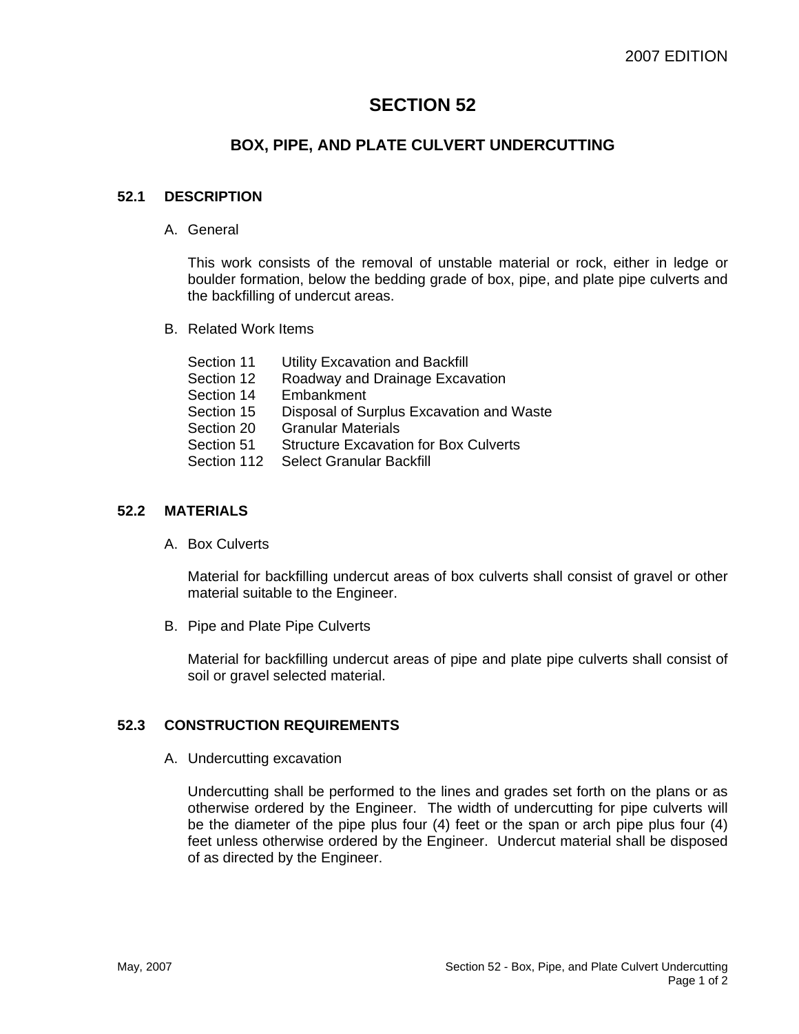2007 EDITION

# SECTION 52

## BOX, PIPE, AND PLATE CULVERT UNDERCUTTING

### 52.1 DESCRIPTION

A. General

This work consists of the removal of unstable material or rock, either in ledge or boulder formation, below the bedding grade of box, pipe, and plate pipe culverts and the backfilling of undercut areas.

B. Related Work Items

| | |
|---|---|
| Section 11 | Utility Excavation and Backfill |
| Section 12 | Roadway and Drainage Excavation |
| Section 14 | Embankment |
| Section 15 | Disposal of Surplus Excavation and Waste |
| Section 20 | Granular Materials |
| Section 51 | Structure Excavation for Box Culverts |
| Section 112 | Select Granular Backfill |

### 52.2 MATERIALS

A. Box Culverts

Material for backfilling undercut areas of box culverts shall consist of gravel or other material suitable to the Engineer.

B. Pipe and Plate Pipe Culverts

Material for backfilling undercut areas of pipe and plate pipe culverts shall consist of soil or gravel selected material.

### 52.3 CONSTRUCTION REQUIREMENTS

A. Undercutting excavation

Undercutting shall be performed to the lines and grades set forth on the plans or as otherwise ordered by the Engineer. The width of undercutting for pipe culverts will be the diameter of the pipe plus four (4) feet or the span or arch pipe plus four (4) feet unless otherwise ordered by the Engineer. Undercut material shall be disposed of as directed by the Engineer.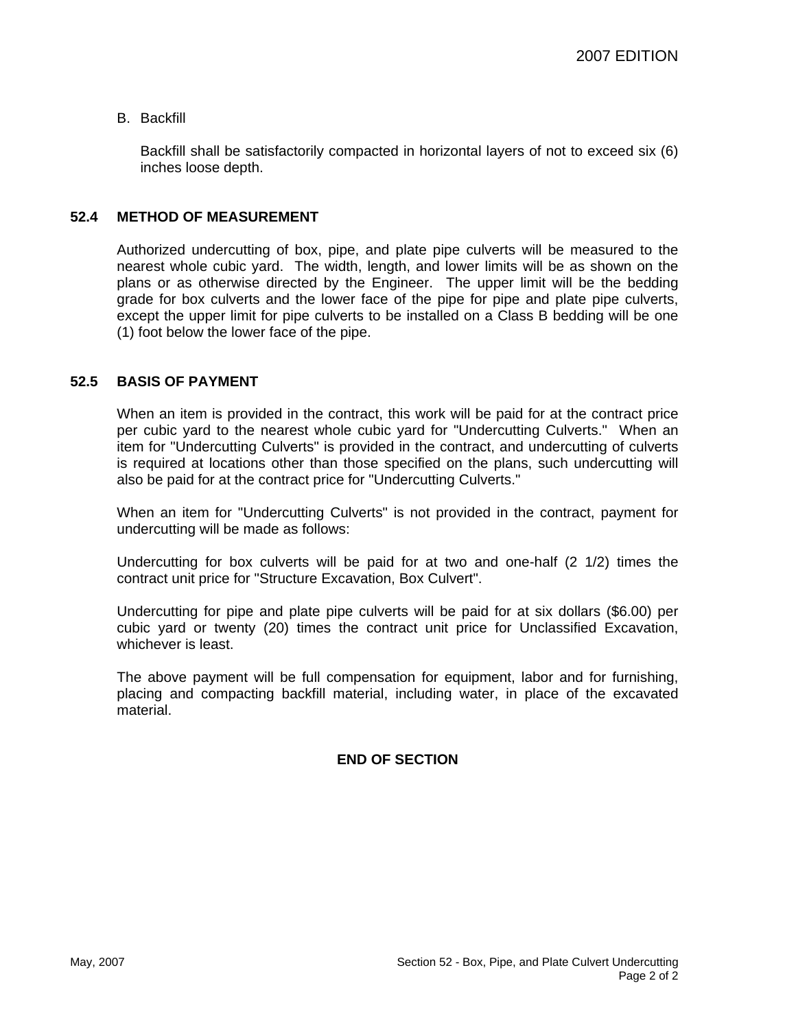B. Backfill

Backfill shall be satisfactorily compacted in horizontal layers of not to exceed six (6) inches loose depth.

## 52.4 METHOD OF MEASUREMENT

Authorized undercutting of box, pipe, and plate pipe culverts will be measured to the nearest whole cubic yard. The width, length, and lower limits will be as shown on the plans or as otherwise directed by the Engineer. The upper limit will be the bedding grade for box culverts and the lower face of the pipe for pipe and plate pipe culverts, except the upper limit for pipe culverts to be installed on a Class B bedding will be one (1) foot below the lower face of the pipe.

## 52.5 BASIS OF PAYMENT

When an item is provided in the contract, this work will be paid for at the contract price per cubic yard to the nearest whole cubic yard for "Undercutting Culverts." When an item for "Undercutting Culverts" is provided in the contract, and undercutting of culverts is required at locations other than those specified on the plans, such undercutting will also be paid for at the contract price for "Undercutting Culverts."

When an item for "Undercutting Culverts" is not provided in the contract, payment for undercutting will be made as follows:

Undercutting for box culverts will be paid for at two and one-half (2 1/2) times the contract unit price for "Structure Excavation, Box Culvert".

Undercutting for pipe and plate pipe culverts will be paid for at six dollars ($6.00) per cubic yard or twenty (20) times the contract unit price for Unclassified Excavation, whichever is least.

The above payment will be full compensation for equipment, labor and for furnishing, placing and compacting backfill material, including water, in place of the excavated material.

**END OF SECTION**